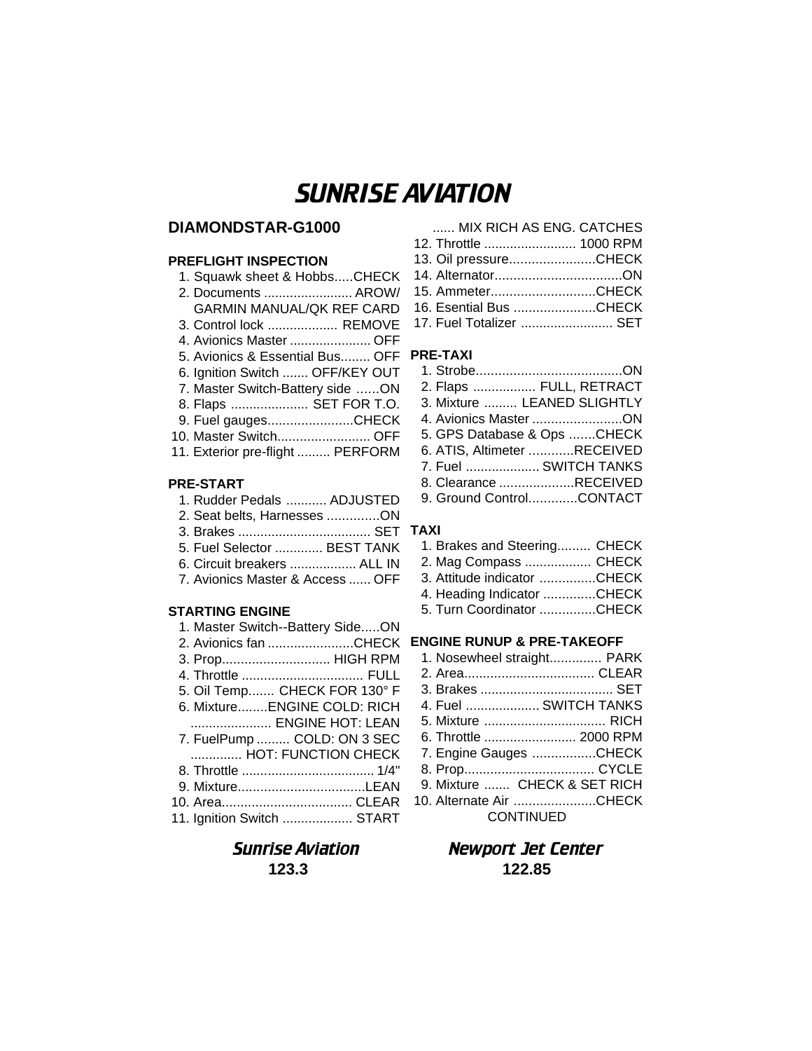# SUNRISE AVIATION

## DIAMONDSTAR-G1000

### PREFLIGHT INSPECTION

1. Squawk sheet & Hobbs.....CHECK
2. Documents ........................ AROW/ GARMIN MANUAL/QK REF CARD
3. Control lock ................... REMOVE
4. Avionics Master ...................... OFF
5. Avionics & Essential Bus........ OFF
6. Ignition Switch ....... OFF/KEY OUT
7. Master Switch-Battery side ......ON
8. Flaps ..................... SET FOR T.O.
9. Fuel gauges.......................CHECK
10. Master Switch......................... OFF
11. Exterior pre-flight ......... PERFORM

### PRE-START

1. Rudder Pedals ........... ADJUSTED
2. Seat belts, Harnesses ..............ON
3. Brakes .................................... SET
5. Fuel Selector ............. BEST TANK
6. Circuit breakers .................. ALL IN
7. Avionics Master & Access ...... OFF

### STARTING ENGINE

1. Master Switch--Battery Side.....ON
2. Avionics fan .......................CHECK
3. Prop............................. HIGH RPM
4. Throttle ................................. FULL
5. Oil Temp....... CHECK FOR 130° F
6. Mixture........ENGINE COLD: RICH ...................... ENGINE HOT: LEAN
7. FuelPump ......... COLD: ON 3 SEC .............. HOT: FUNCTION CHECK
8. Throttle .................................... 1/4"
9. Mixture..................................LEAN
10. Area................................... CLEAR
11. Ignition Switch ................... START ...... MIX RICH AS ENG. CATCHES
12. Throttle ......................... 1000 RPM
13. Oil pressure.......................CHECK
14. Alternator..................................ON
15. Ammeter............................CHECK
16. Esential Bus ......................CHECK
17. Fuel Totalizer ......................... SET

### PRE-TAXI

1. Strobe.......................................ON
2. Flaps ................. FULL, RETRACT
3. Mixture ......... LEANED SLIGHTLY
4. Avionics Master ........................ON
5. GPS Database & Ops .......CHECK
6. ATIS, Altimeter ............RECEIVED
7. Fuel .................... SWITCH TANKS
8. Clearance ....................RECEIVED
9. Ground Control.............CONTACT

### TAXI

1. Brakes and Steering......... CHECK
2. Mag Compass .................. CHECK
3. Attitude indicator ...............CHECK
4. Heading Indicator ..............CHECK
5. Turn Coordinator ...............CHECK

### ENGINE RUNUP & PRE-TAKEOFF

1. Nosewheel straight.............. PARK
2. Area................................... CLEAR
3. Brakes .................................... SET
4. Fuel .................... SWITCH TANKS
5. Mixture ................................. RICH
6. Throttle ......................... 2000 RPM
7. Engine Gauges .................CHECK
8. Prop................................... CYCLE
9. Mixture ....... CHECK & SET RICH
10. Alternate Air ......................CHECK

CONTINUED

*Sunrise Aviation* **123.3**

*Newport Jet Center* **122.85**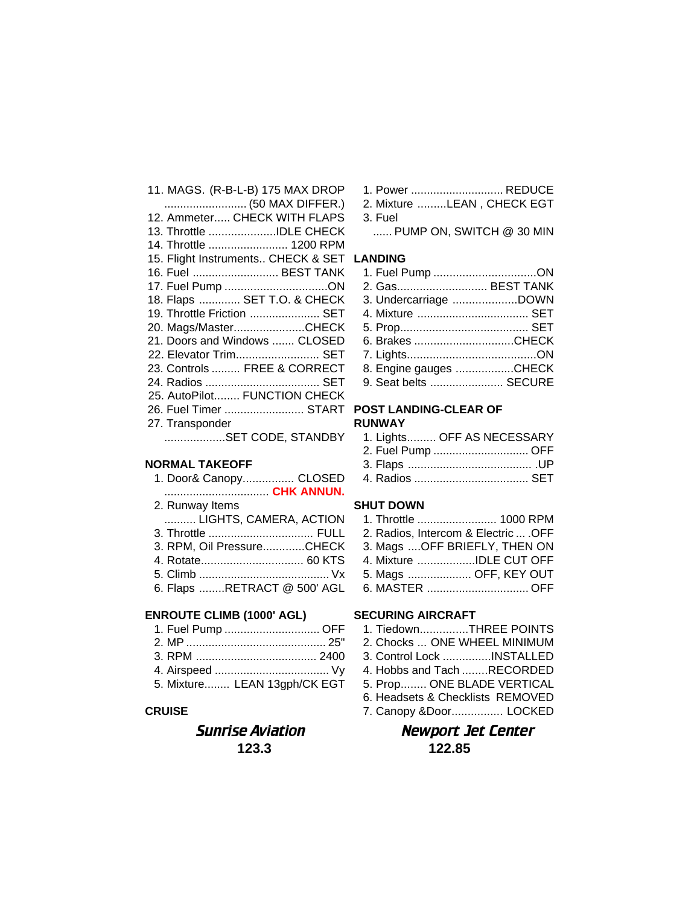11. MAGS. (R-B-L-B) 175 MAX DROP .......................... (50 MAX DIFFER.)
12. Ammeter..... CHECK WITH FLAPS
13. Throttle .....................IDLE CHECK
14. Throttle ......................... 1200 RPM
15. Flight Instruments.. CHECK & SET
16. Fuel ........................... BEST TANK
17. Fuel Pump ................................ON
18. Flaps ............. SET T.O. & CHECK
19. Throttle Friction ...................... SET
20. Mags/Master......................CHECK
21. Doors and Windows ....... CLOSED
22. Elevator Trim.......................... SET
23. Controls ......... FREE & CORRECT
24. Radios .................................... SET
25. AutoPilot........ FUNCTION CHECK
26. Fuel Timer ......................... START
27. Transponder ...................SET CODE, STANDBY

**NORMAL TAKEOFF**

1. Door& Canopy................ CLOSED ................................. **CHK ANNUN.**
2. Runway Items .......... LIGHTS, CAMERA, ACTION
3. Throttle ................................. FULL
3. RPM, Oil Pressure.............CHECK
4. Rotate................................ 60 KTS
5. Climb ......................................... Vx
6. Flaps ........RETRACT @ 500' AGL

**ENROUTE CLIMB (1000' AGL)**

1. Fuel Pump .............................. OFF
2. MP ............................................ 25"
3. RPM ...................................... 2400
4. Airspeed .................................... Vy
5. Mixture........ LEAN 13gph/CK EGT

**CRUISE**

1. Power ............................. REDUCE
2. Mixture .........LEAN , CHECK EGT
3. Fuel ...... PUMP ON, SWITCH @ 30 MIN

**LANDING**

1. Fuel Pump ................................ON
2. Gas............................ BEST TANK
3. Undercarriage ....................DOWN
4. Mixture ................................... SET
5. Prop........................................ SET
6. Brakes ...............................CHECK
7. Lights.........................................ON
8. Engine gauges ..................CHECK
9. Seat belts ....................... SECURE

**POST LANDING-CLEAR OF RUNWAY**

1. Lights......... OFF AS NECESSARY
2. Fuel Pump .............................. OFF
3. Flaps ....................................... .UP
4. Radios .................................... SET

**SHUT DOWN**

1. Throttle ......................... 1000 RPM
2. Radios, Intercom & Electric .... .OFF
3. Mags ....OFF BRIEFLY, THEN ON
4. Mixture ..................IDLE CUT OFF
5. Mags .................... OFF, KEY OUT
6. MASTER ................................ OFF

**SECURING AIRCRAFT**

1. Tiedown...............THREE POINTS
2. Chocks ... ONE WHEEL MINIMUM
3. Control Lock ...............INSTALLED
4. Hobbs and Tach ........RECORDED
5. Prop........ ONE BLADE VERTICAL
6. Headsets & Checklists REMOVED
7. Canopy &Door................ LOCKED

***Sunrise Aviation***
**123.3**

***Newport Jet Center***
**122.85**